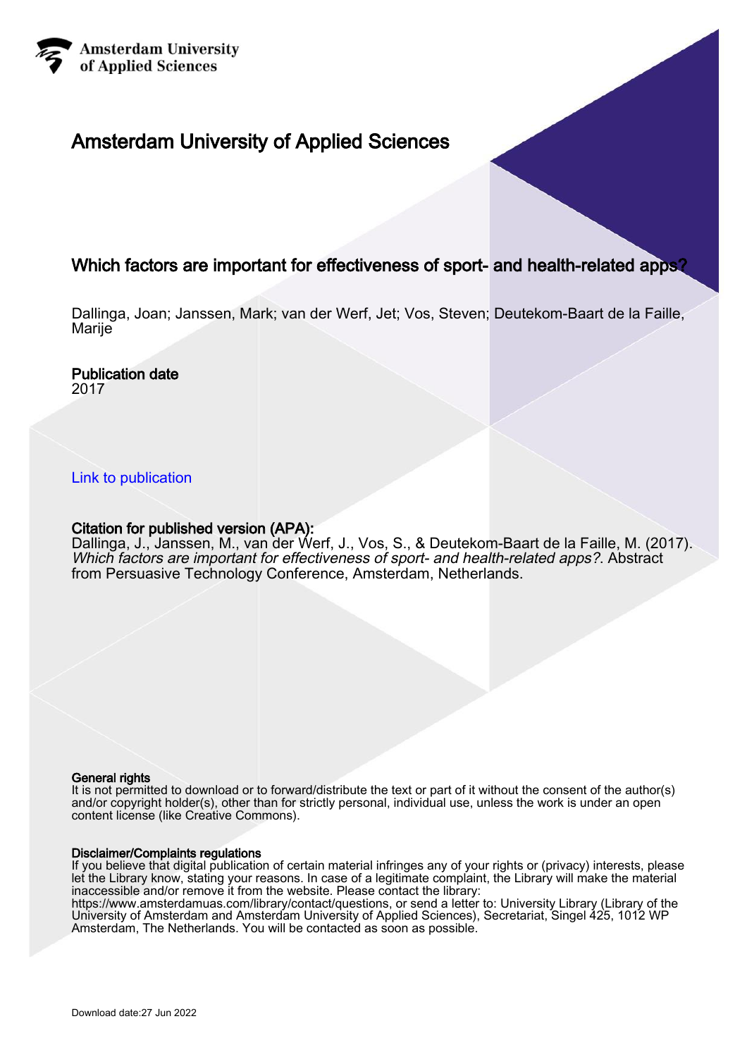Amsterdam University of Applied Sciences

# Amsterdam University of Applied Sciences

## Which factors are important for effectiveness of sport- and health-related apps?

Dallinga, Joan; Janssen, Mark; van der Werf, Jet; Vos, Steven; Deutekom-Baart de la Faille, Marije

**Publication date**
2017

Link to publication

**Citation for published version (APA):**
Dallinga, J., Janssen, M., van der Werf, J., Vos, S., & Deutekom-Baart de la Faille, M. (2017). *Which factors are important for effectiveness of sport- and health-related apps?*. Abstract from Persuasive Technology Conference, Amsterdam, Netherlands.

**General rights**
It is not permitted to download or to forward/distribute the text or part of it without the consent of the author(s) and/or copyright holder(s), other than for strictly personal, individual use, unless the work is under an open content license (like Creative Commons).

**Disclaimer/Complaints regulations**
If you believe that digital publication of certain material infringes any of your rights or (privacy) interests, please let the Library know, stating your reasons. In case of a legitimate complaint, the Library will make the material inaccessible and/or remove it from the website. Please contact the library:
https://www.amsterdamuas.com/library/contact/questions, or send a letter to: University Library (Library of the University of Amsterdam and Amsterdam University of Applied Sciences), Secretariat, Singel 425, 1012 WP Amsterdam, The Netherlands. You will be contacted as soon as possible.

Download date:27 Jun 2022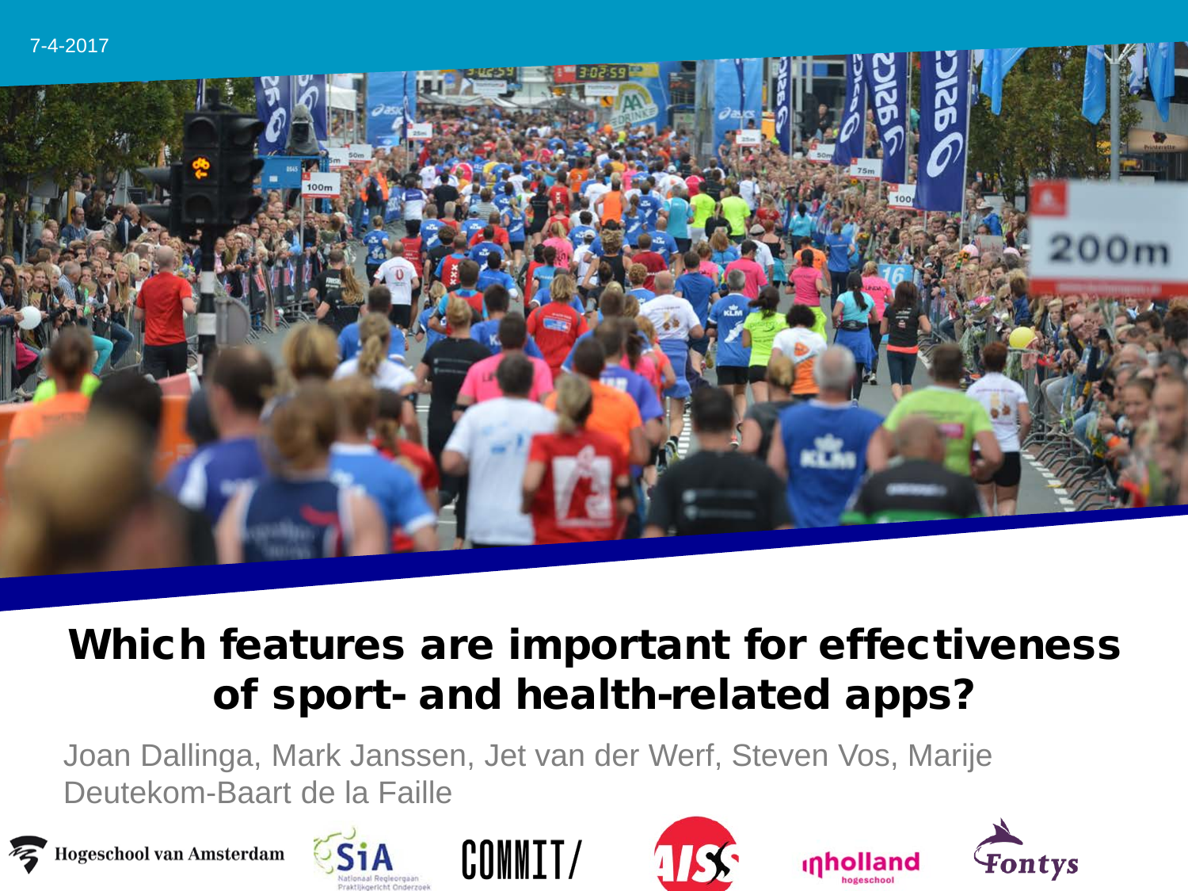7-4-2017

# Which features are important for effectiveness of sport- and health-related apps?

Joan Dallinga, Mark Janssen, Jet van der Werf, Steven Vos, Marije Deutekom-Baart de la Faille

Hogeschool van Amsterdam

SiA Nationaal Regieorgaan Praktijkgericht Onderzoek

COMMIT/

AISS

inholland hogeschool

Fontys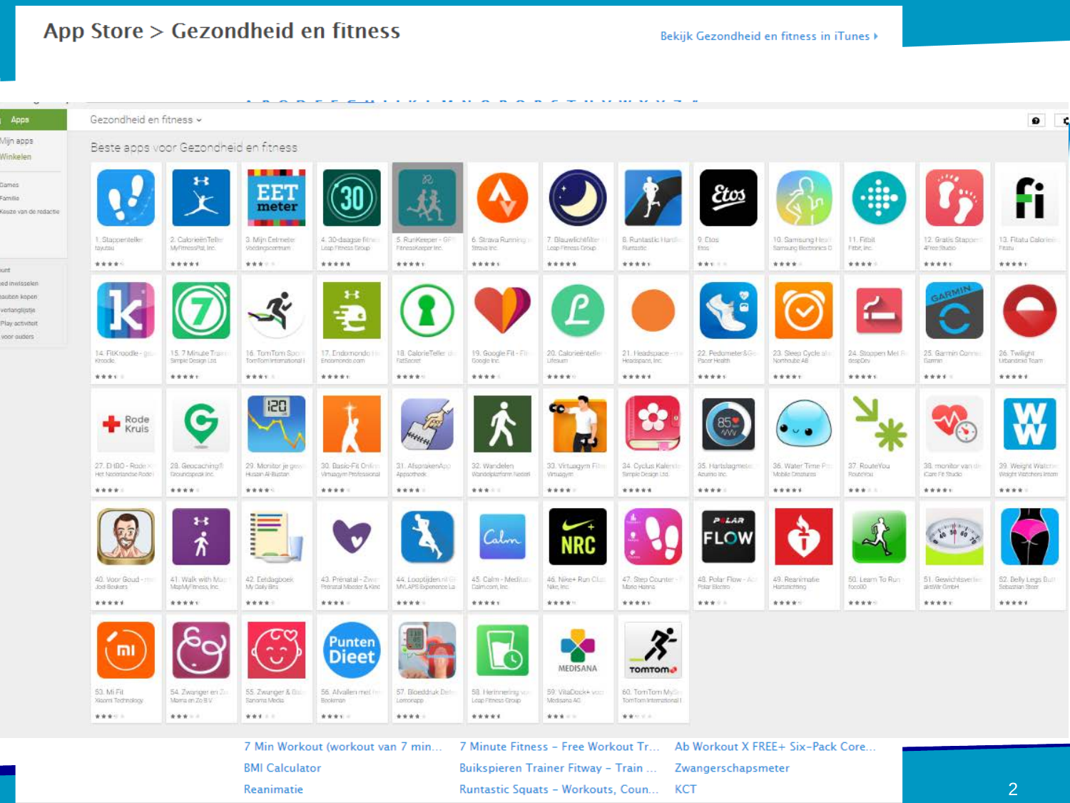# App Store > Gezondheid en fitness

Bekijk Gezondheid en fitness in iTunes ▸

Gezondheid en fitness ⌄

Beste apps voor Gezondheid en fitness

1. Stappenteller
2. CalorieënTeller
3. Mijn Eetmeter
4. 30-daagse fitness
5. RunKeeper - GPS
6. Strava Running
7. Blauwlichtfilter
8. Runtastic Hardlo
9. Etos
10. Samsung Health
11. Fitbit
12. Gratis Stappen
13. Fitatu Calorieën
14. FitKroodle
15. 7 Minute Training
16. TomTom Sports
17. Endomondo
18. CalorieTeller
19. Google Fit - Fit
20. Calorieënteller
21. Headspace
22. Pedometer&Go
23. Sleep Cycle alarm
24. Stoppen Met Roken
25. Garmin Connect
26. Twilight
27. EHBO - Rode Kruis
28. Geocaching®
29. Monitor je gewicht
30. Basic-Fit Online
31. AfspraakenApp
32. Wandelen
33. Virtuagym Fitness
34. Cyclus Kalender
35. Hartslagmeter
36. Water Time Pro
37. RouteYou
38. monitor van de
39. Weight Watchers
40. Voor Goud
41. Walk with Map
42. Eetdagboek
43. Prenatal - Zwanger
44. Looptijden.nl
45. Calm - Meditatie
46. Nike+ Run Club
47. Step Counter
48. Polar Flow
49. Reanimatie
50. Learn To Run
51. Gewichtsverlies
52. Belly Legs Butt
53. Mi Fit
54. Zwanger en Zo
55. Zwanger & Baby
56. Afvallen met
57. Bloeddruk Dele
58. Herinnering
59. VitaDock+
60. TomTom MySports

7 Min Workout (workout van 7 min…
7 Minute Fitness - Free Workout Tr…
Ab Workout X FREE+ Six-Pack Core…
BMI Calculator
Buikspieren Trainer Fitway - Train …
Zwangerschapsmeter
Reanimatie
Runtastic Squats - Workouts, Coun…
KCT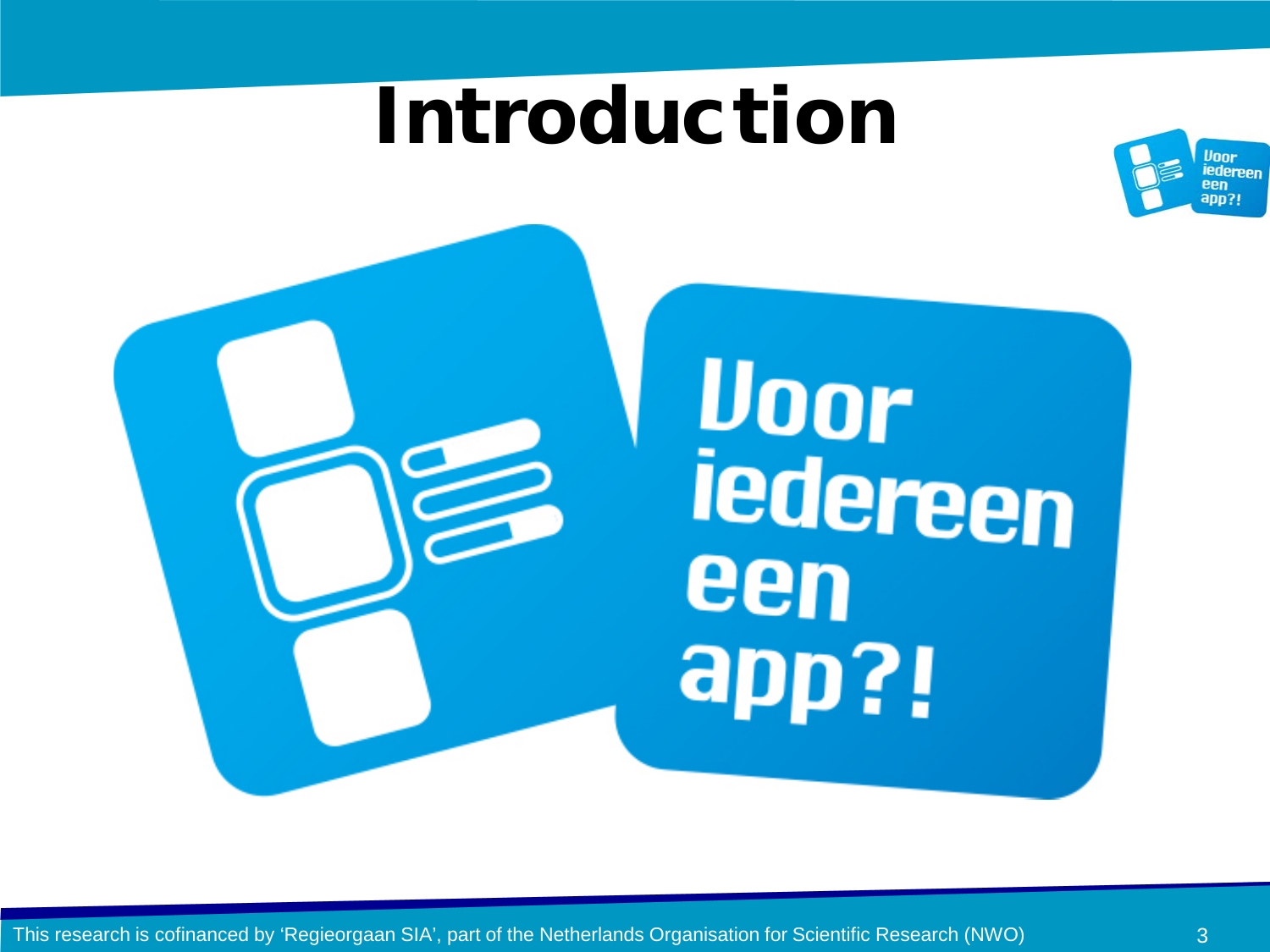# Introduction

Voor iedereen een app?!

This research is cofinanced by 'Regieorgaan SIA', part of the Netherlands Organisation for Scientific Research (NWO)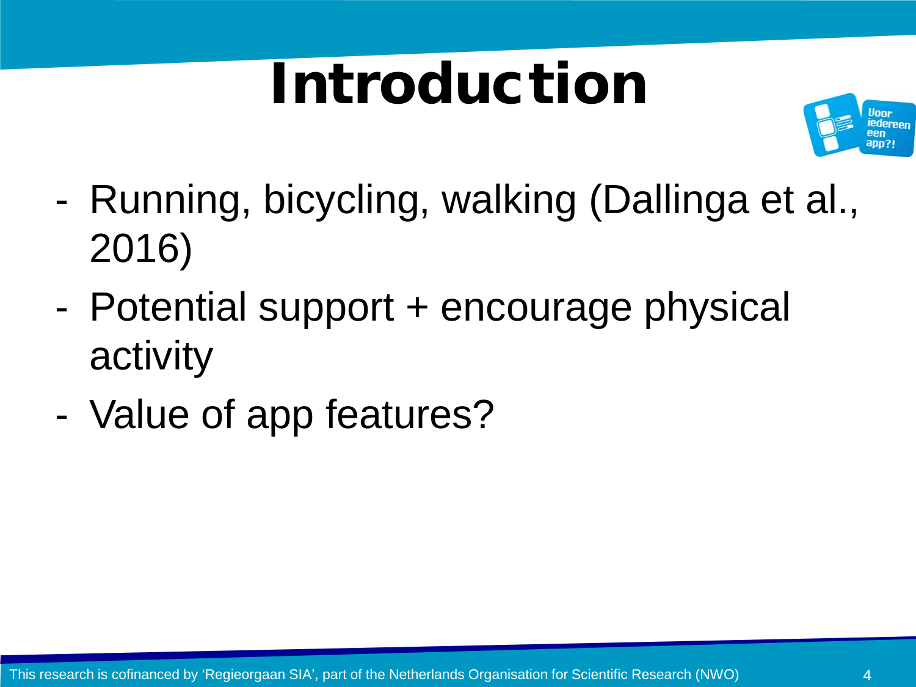# Introduction

- Running, bicycling, walking (Dallinga et al., 2016)
- Potential support + encourage physical activity
- Value of app features?

This research is cofinanced by 'Regieorgaan SIA', part of the Netherlands Organisation for Scientific Research (NWO)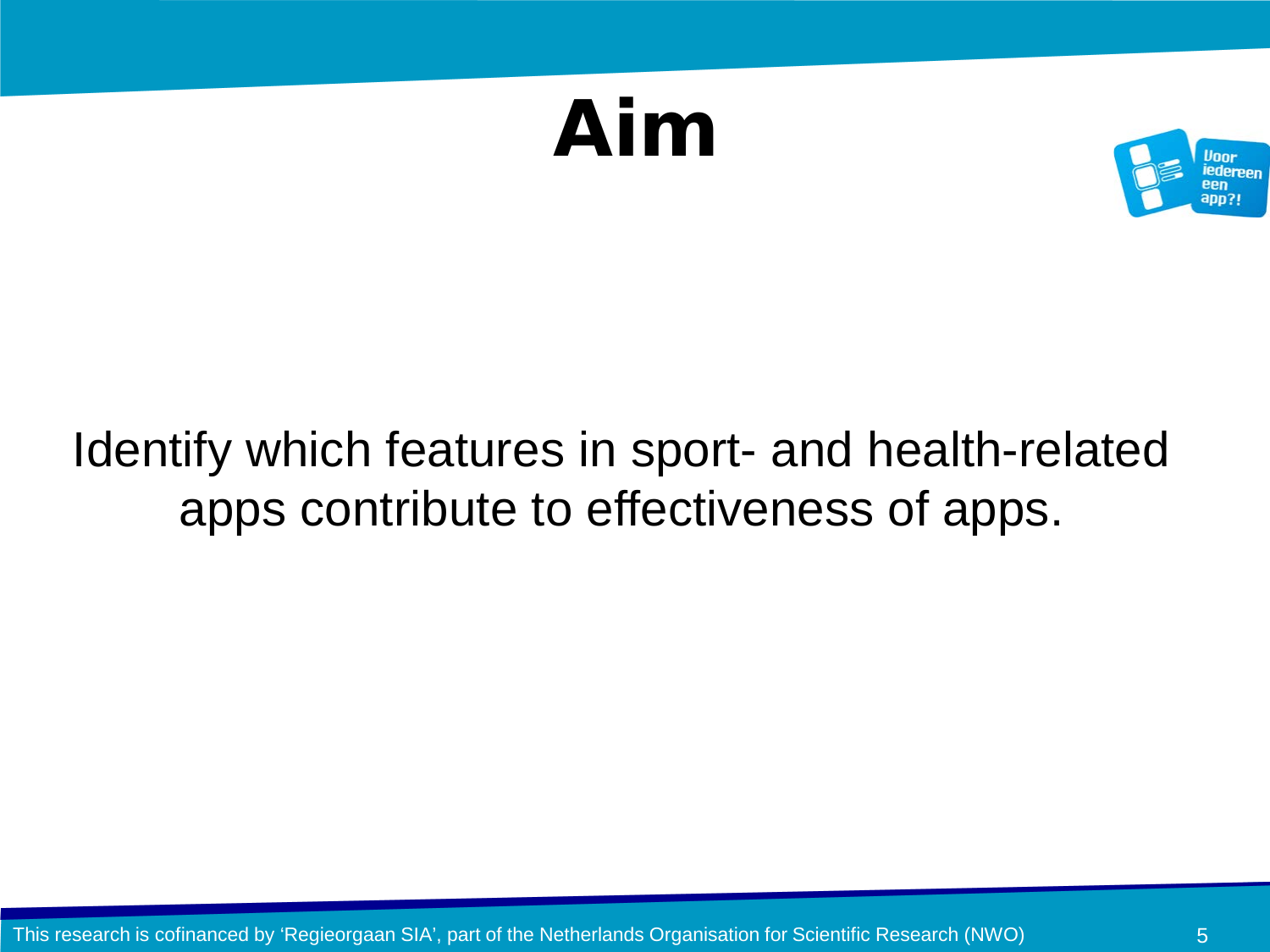# Aim

Identify which features in sport- and health-related apps contribute to effectiveness of apps.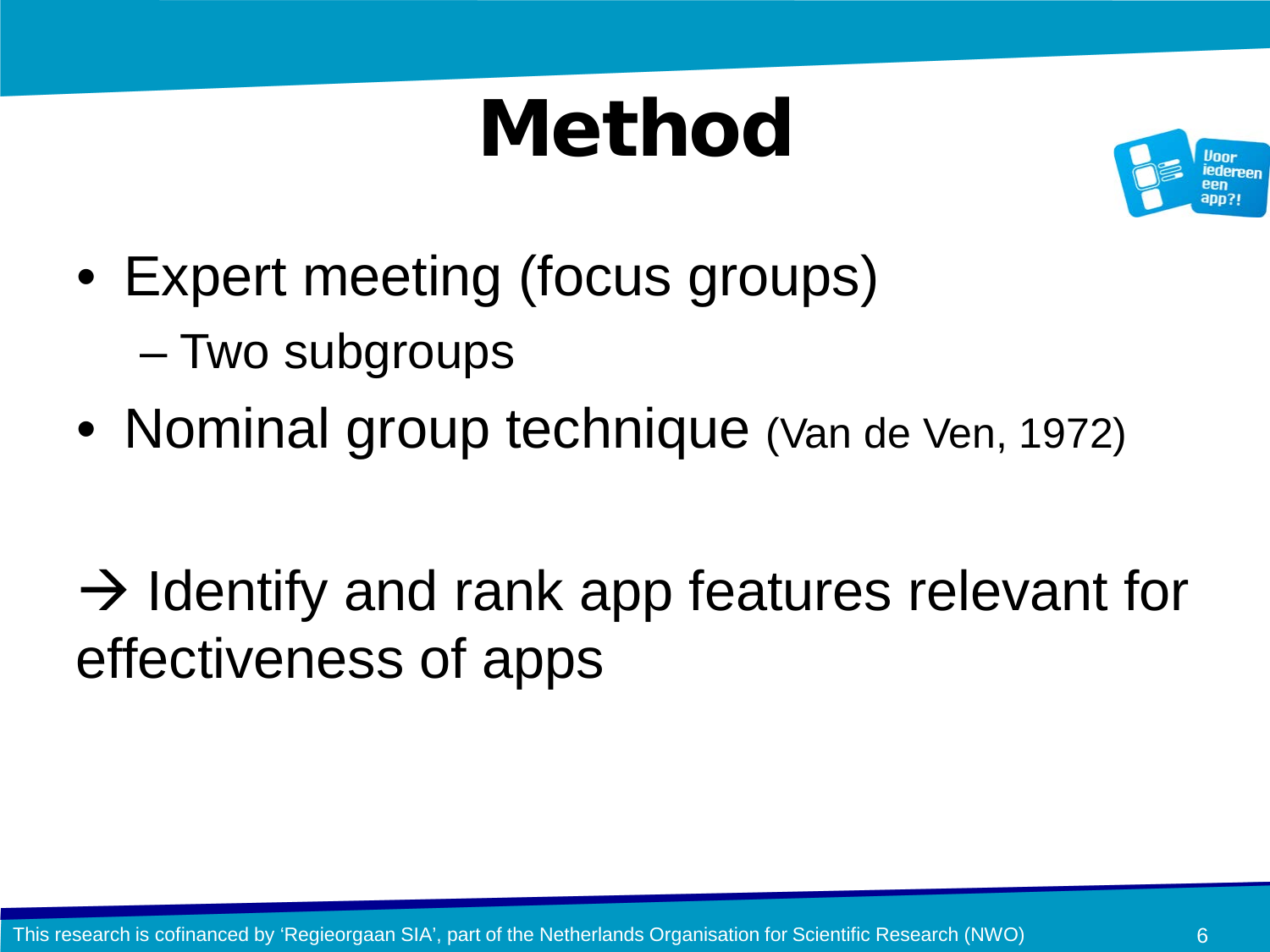# Method

- Expert meeting (focus groups)
  - Two subgroups
- Nominal group technique (Van de Ven, 1972)

→ Identify and rank app features relevant for effectiveness of apps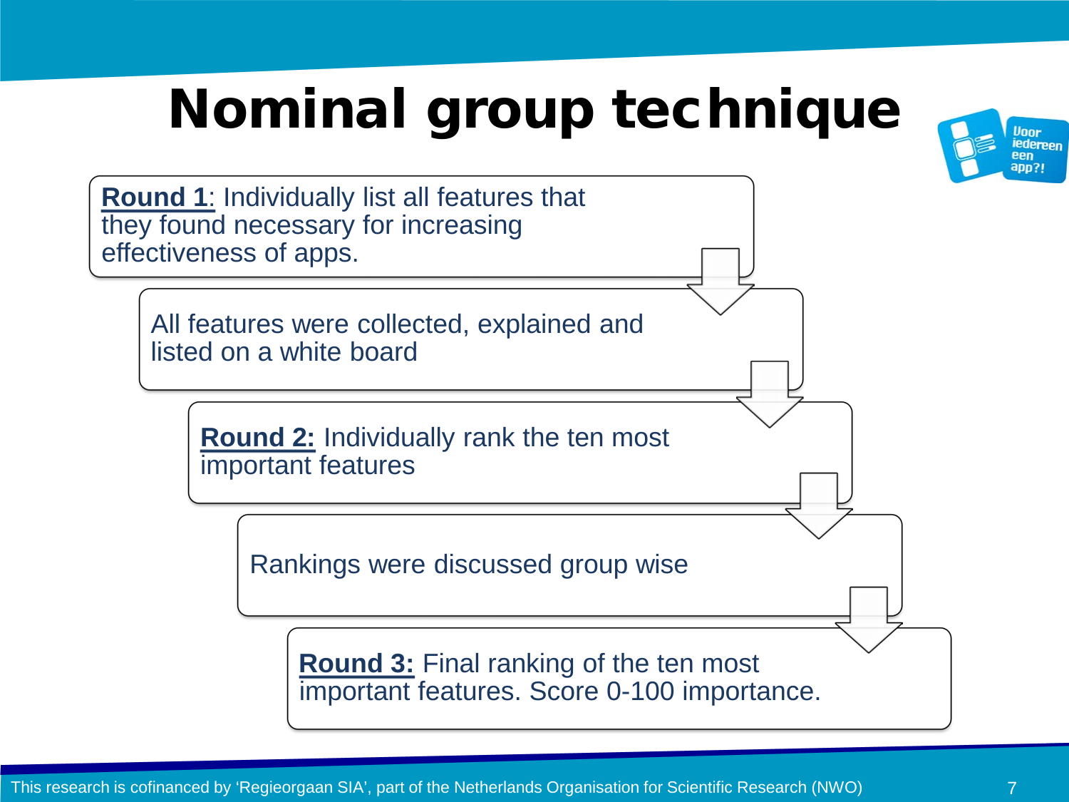# Nominal group technique

**Round 1**: Individually list all features that they found necessary for increasing effectiveness of apps.

All features were collected, explained and listed on a white board

**Round 2:** Individually rank the ten most important features

Rankings were discussed group wise

**Round 3:** Final ranking of the ten most important features. Score 0-100 importance.

This research is cofinanced by 'Regieorgaan SIA', part of the Netherlands Organisation for Scientific Research (NWO)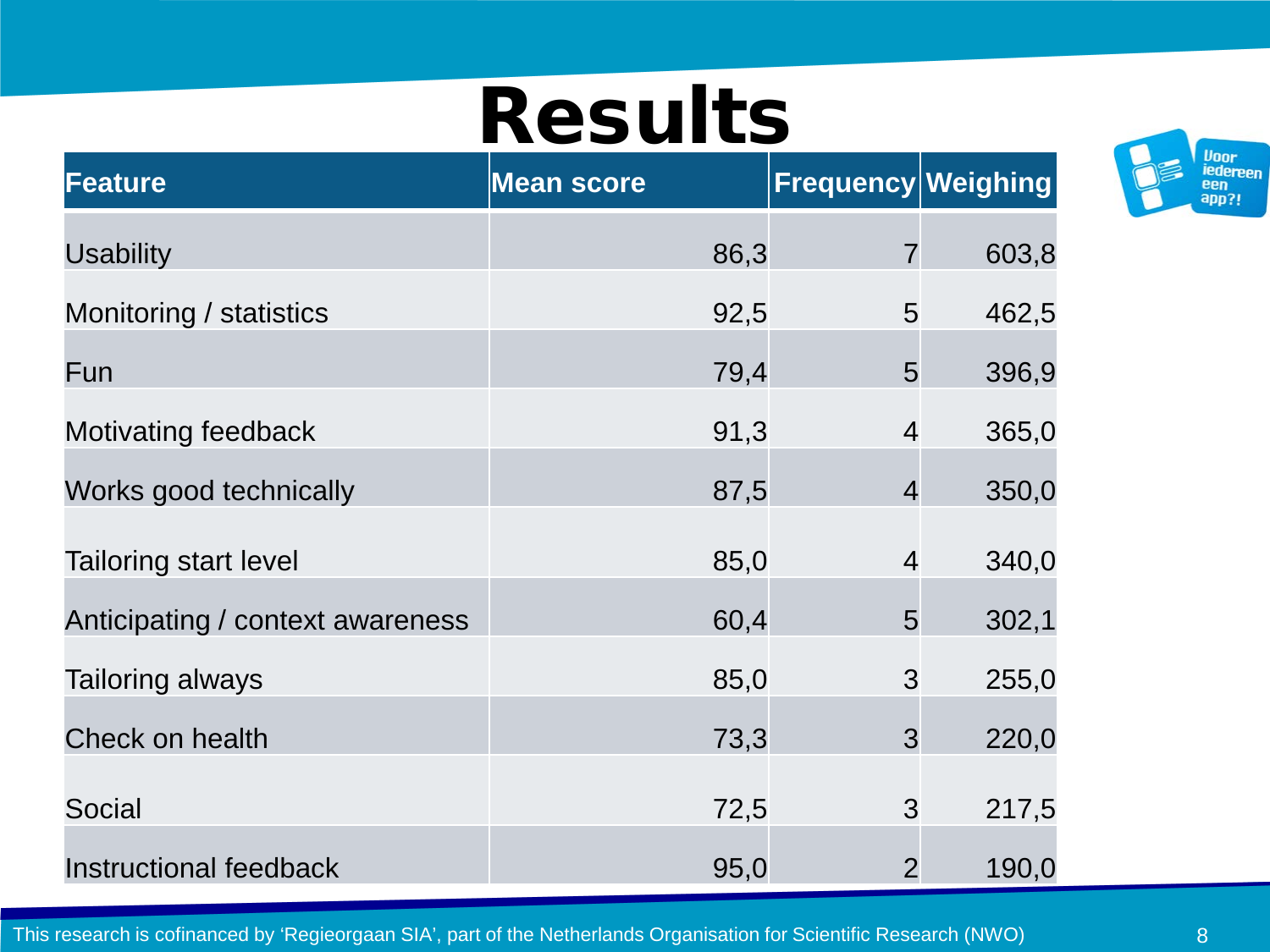# Results

| Feature | Mean score | Frequency | Weighing |
|---|---|---|---|
| Usability | 86,3 | 7 | 603,8 |
| Monitoring / statistics | 92,5 | 5 | 462,5 |
| Fun | 79,4 | 5 | 396,9 |
| Motivating feedback | 91,3 | 4 | 365,0 |
| Works good technically | 87,5 | 4 | 350,0 |
| Tailoring start level | 85,0 | 4 | 340,0 |
| Anticipating / context awareness | 60,4 | 5 | 302,1 |
| Tailoring always | 85,0 | 3 | 255,0 |
| Check on health | 73,3 | 3 | 220,0 |
| Social | 72,5 | 3 | 217,5 |
| Instructional feedback | 95,0 | 2 | 190,0 |

This research is cofinanced by 'Regieorgaan SIA', part of the Netherlands Organisation for Scientific Research (NWO)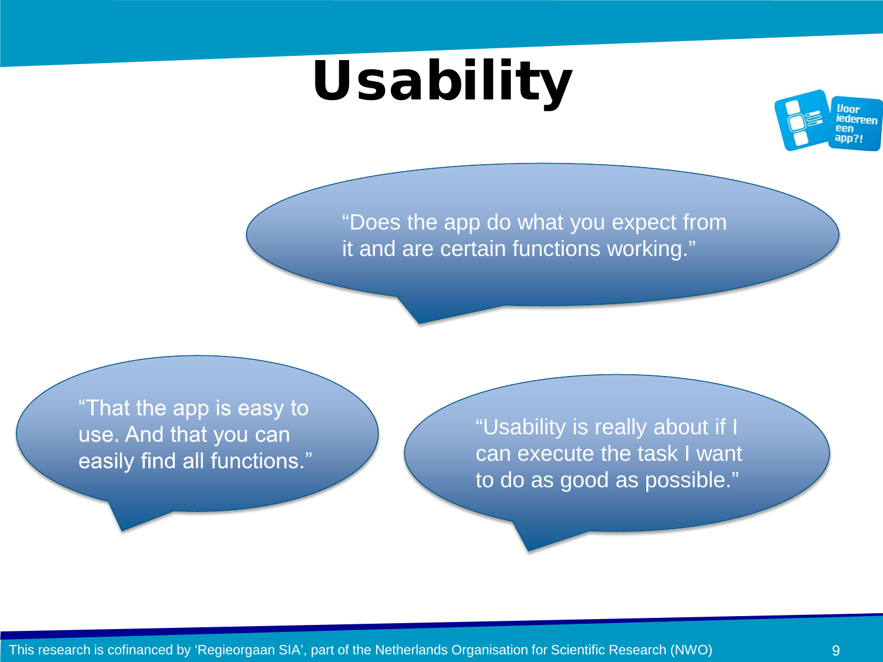# Usability

"Does the app do what you expect from it and are certain functions working."

"That the app is easy to use. And that you can easily find all functions."

"Usability is really about if I can execute the task I want to do as good as possible."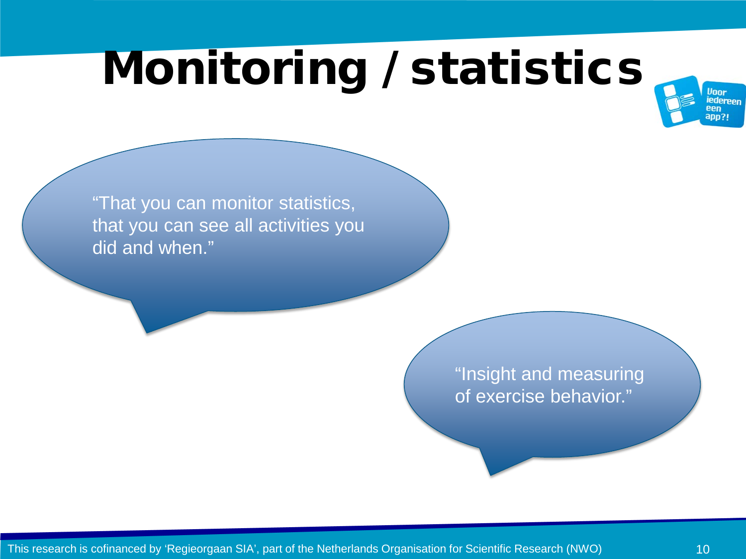# Monitoring / statistics

"That you can monitor statistics, that you can see all activities you did and when."

"Insight and measuring of exercise behavior."

This research is cofinanced by 'Regieorgaan SIA', part of the Netherlands Organisation for Scientific Research (NWO)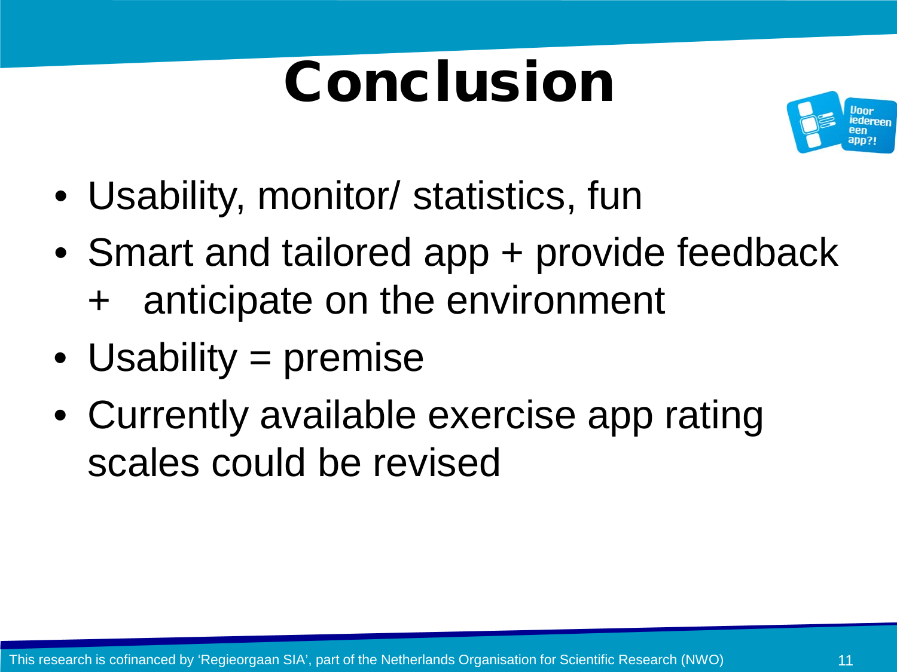# Conclusion

- Usability, monitor/ statistics, fun
- Smart and tailored app + provide feedback + anticipate on the environment
- Usability = premise
- Currently available exercise app rating scales could be revised

This research is cofinanced by 'Regieorgaan SIA', part of the Netherlands Organisation for Scientific Research (NWO)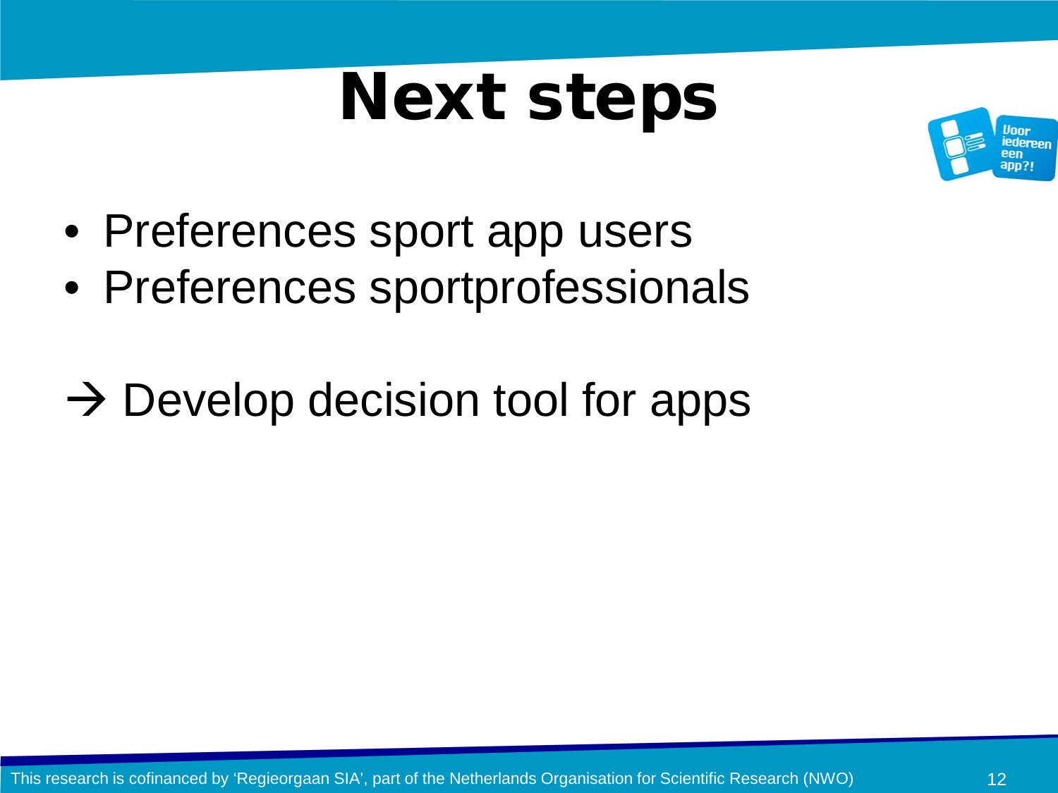# Next steps

- Preferences sport app users
- Preferences sportprofessionals

→ Develop decision tool for apps

This research is cofinanced by ‘Regieorgaan SIA’, part of the Netherlands Organisation for Scientific Research (NWO)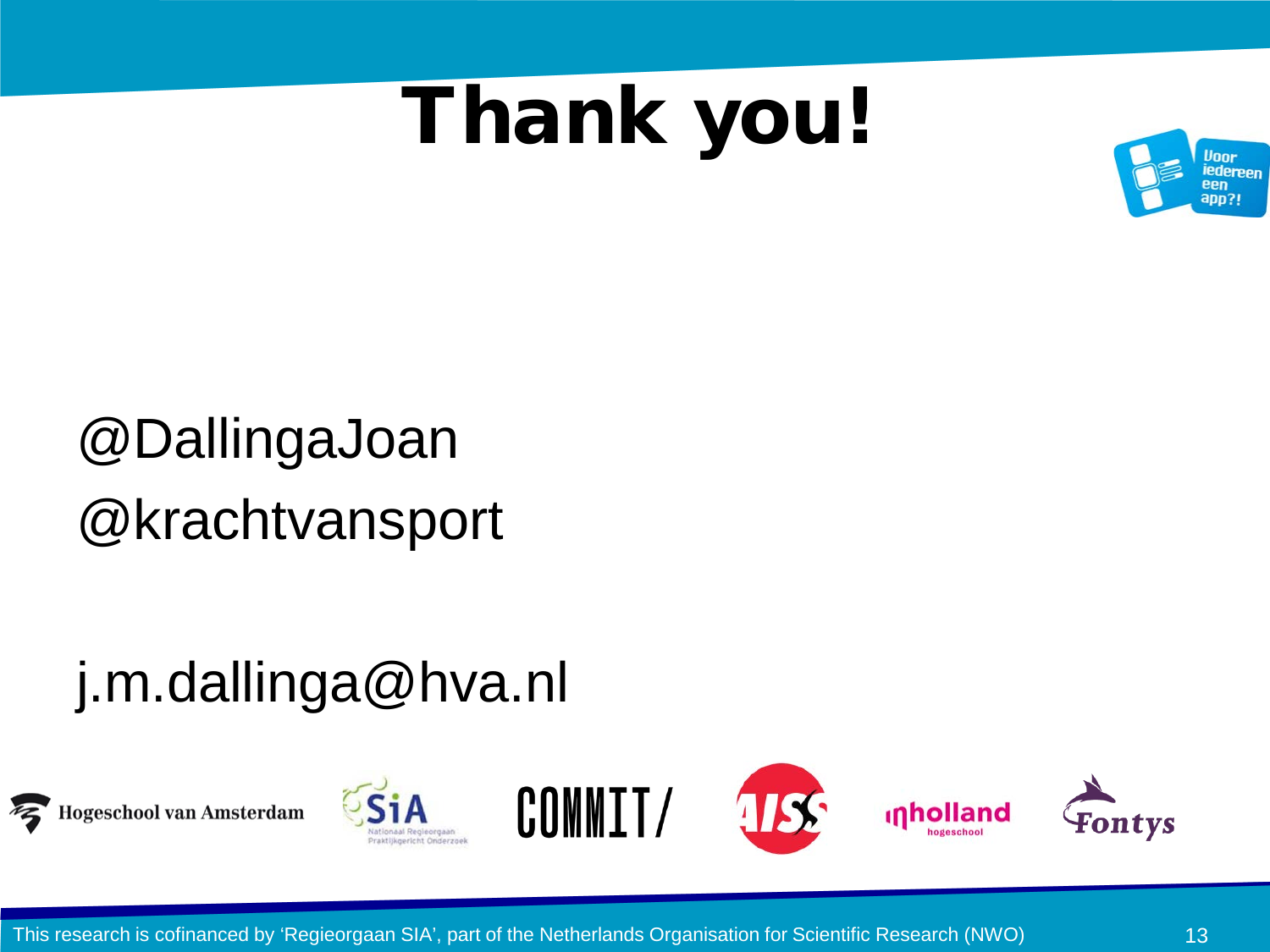# Thank you!

@DallingaJoan

@krachtvansport

j.m.dallinga@hva.nl

This research is cofinanced by 'Regieorgaan SIA', part of the Netherlands Organisation for Scientific Research (NWO)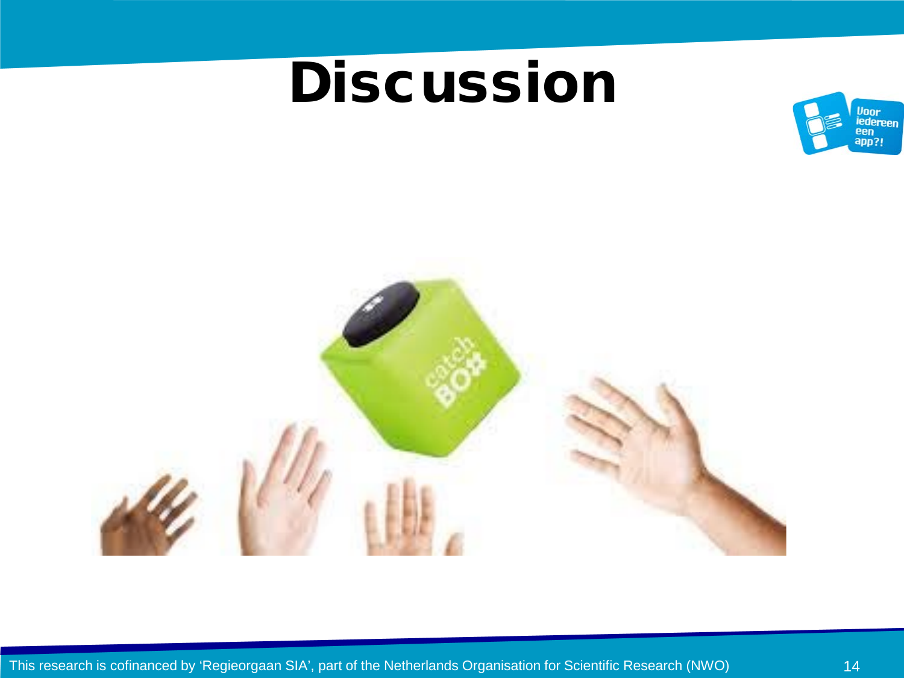# Discussion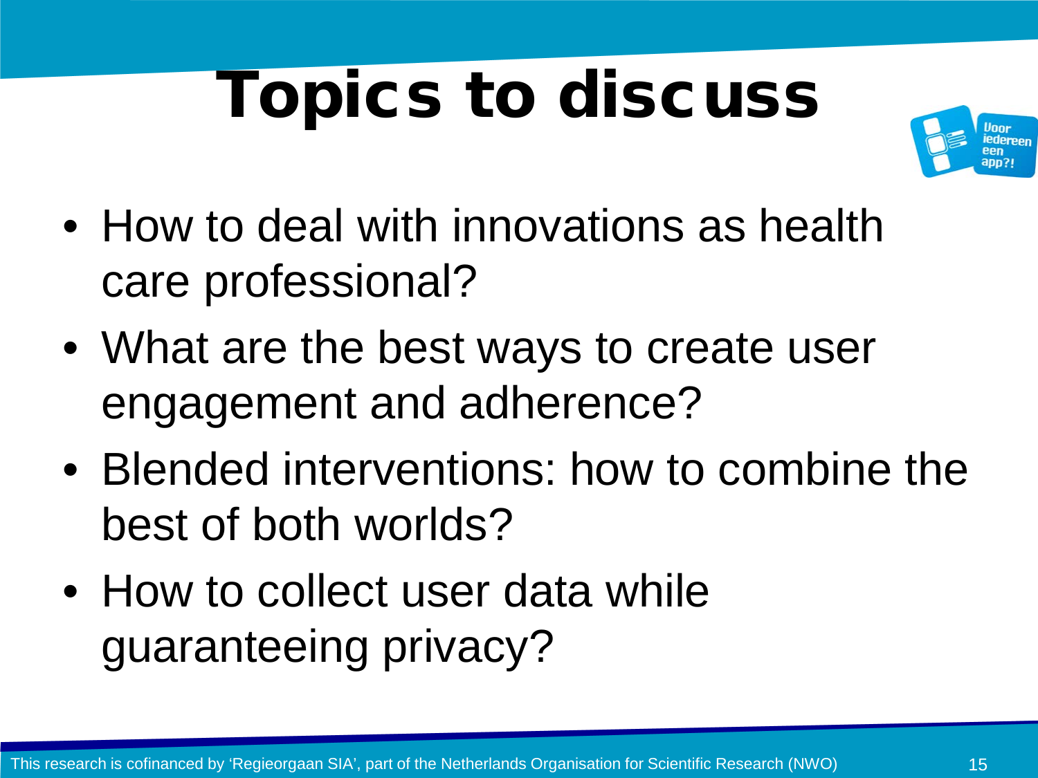# Topics to discuss

- How to deal with innovations as health care professional?
- What are the best ways to create user engagement and adherence?
- Blended interventions: how to combine the best of both worlds?
- How to collect user data while guaranteeing privacy?